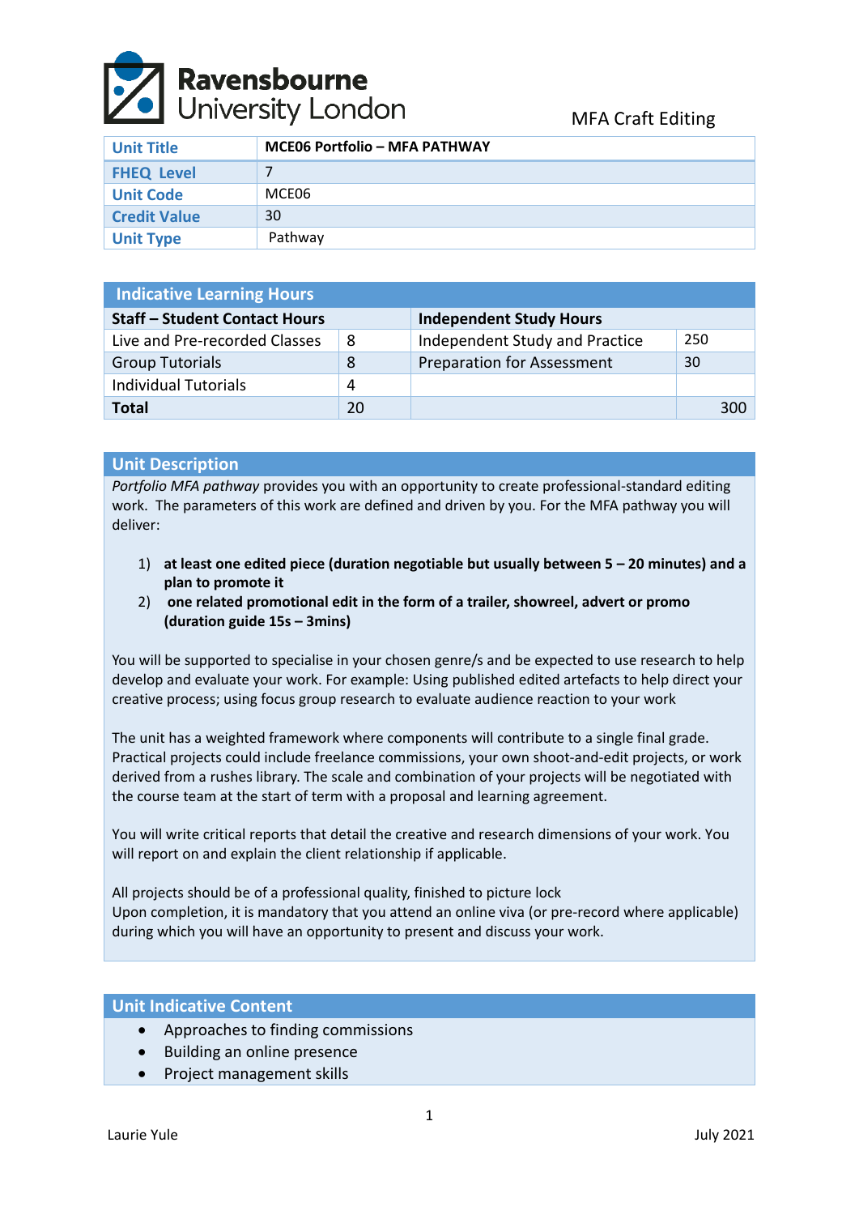Ravensbourne University London

MFA Craft Editing

| Unit Title | MCE06 Portfolio – MFA PATHWAY |
|---|---|
| FHEQ Level | 7 |
| Unit Code | MCE06 |
| Credit Value | 30 |
| Unit Type | Pathway |

| Indicative Learning Hours | | | |
|---|---|---|---|
| **Staff – Student Contact Hours** | | **Independent Study Hours** | |
| Live and Pre-recorded Classes | 8 | Independent Study and Practice | 250 |
| Group Tutorials | 8 | Preparation for Assessment | 30 |
| Individual Tutorials | 4 | | |
| **Total** | 20 | | 300 |

## Unit Description

*Portfolio MFA pathway* provides you with an opportunity to create professional-standard editing work. The parameters of this work are defined and driven by you. For the MFA pathway you will deliver:

1) **at least one edited piece (duration negotiable but usually between 5 – 20 minutes) and a plan to promote it**
2) **one related promotional edit in the form of a trailer, showreel, advert or promo (duration guide 15s – 3mins)**

You will be supported to specialise in your chosen genre/s and be expected to use research to help develop and evaluate your work. For example: Using published edited artefacts to help direct your creative process; using focus group research to evaluate audience reaction to your work

The unit has a weighted framework where components will contribute to a single final grade. Practical projects could include freelance commissions, your own shoot-and-edit projects, or work derived from a rushes library. The scale and combination of your projects will be negotiated with the course team at the start of term with a proposal and learning agreement.

You will write critical reports that detail the creative and research dimensions of your work. You will report on and explain the client relationship if applicable.

All projects should be of a professional quality, finished to picture lock
Upon completion, it is mandatory that you attend an online viva (or pre-record where applicable) during which you will have an opportunity to present and discuss your work.

## Unit Indicative Content

- Approaches to finding commissions
- Building an online presence
- Project management skills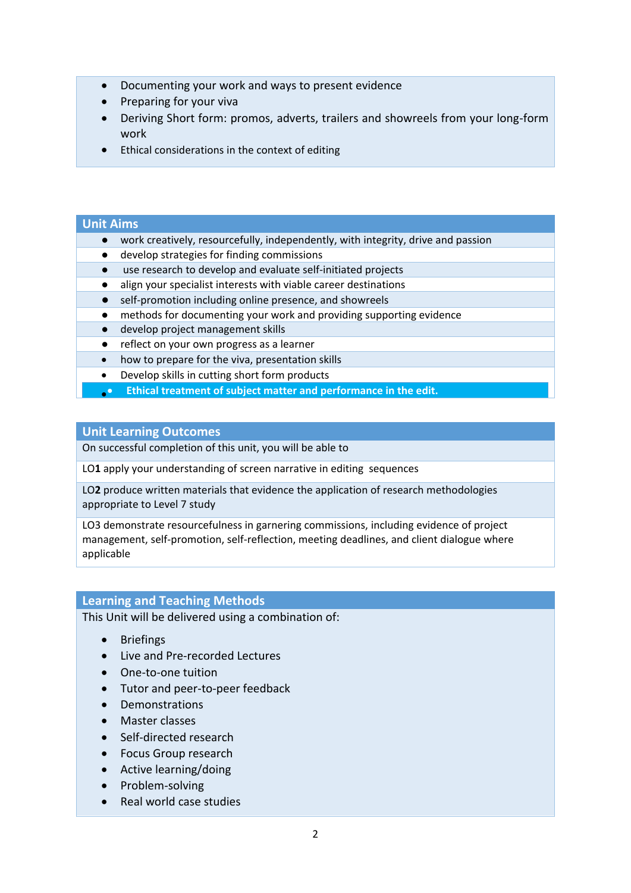- Documenting your work and ways to present evidence
- Preparing for your viva
- Deriving Short form: promos, adverts, trailers and showreels from your long-form work
- Ethical considerations in the context of editing

## Unit Aims

- work creatively, resourcefully, independently, with integrity, drive and passion
- develop strategies for finding commissions
- use research to develop and evaluate self-initiated projects
- align your specialist interests with viable career destinations
- self-promotion including online presence, and showreels
- methods for documenting your work and providing supporting evidence
- develop project management skills
- reflect on your own progress as a learner
- how to prepare for the viva, presentation skills
- Develop skills in cutting short form products
- **Ethical treatment of subject matter and performance in the edit.**

## Unit Learning Outcomes

On successful completion of this unit, you will be able to

LO**1** apply your understanding of screen narrative in editing sequences

LO**2** produce written materials that evidence the application of research methodologies appropriate to Level 7 study

LO3 demonstrate resourcefulness in garnering commissions, including evidence of project management, self-promotion, self-reflection, meeting deadlines, and client dialogue where applicable

## Learning and Teaching Methods

This Unit will be delivered using a combination of:

- Briefings
- Live and Pre-recorded Lectures
- One-to-one tuition
- Tutor and peer-to-peer feedback
- Demonstrations
- Master classes
- Self-directed research
- Focus Group research
- Active learning/doing
- Problem-solving
- Real world case studies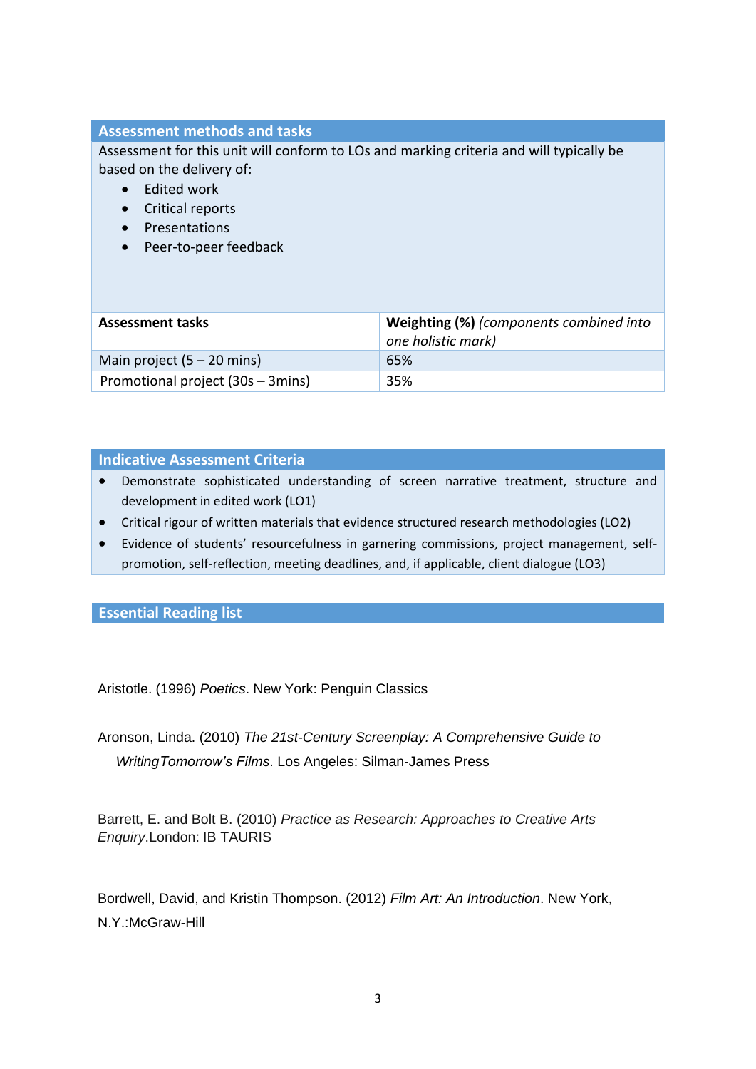## Assessment methods and tasks

Assessment for this unit will conform to LOs and marking criteria and will typically be based on the delivery of:

- Edited work
- Critical reports
- Presentations
- Peer-to-peer feedback

| Assessment tasks | Weighting (%) *(components combined into one holistic mark)* |
|---|---|
| Main project (5 – 20 mins) | 65% |
| Promotional project (30s – 3mins) | 35% |

## Indicative Assessment Criteria

- Demonstrate sophisticated understanding of screen narrative treatment, structure and development in edited work (LO1)
- Critical rigour of written materials that evidence structured research methodologies (LO2)
- Evidence of students' resourcefulness in garnering commissions, project management, self-promotion, self-reflection, meeting deadlines, and, if applicable, client dialogue (LO3)

## Essential Reading list

Aristotle. (1996) *Poetics*. New York: Penguin Classics

Aronson, Linda. (2010) *The 21st-Century Screenplay: A Comprehensive Guide to WritingTomorrow's Films*. Los Angeles: Silman-James Press

Barrett, E. and Bolt B. (2010) *Practice as Research: Approaches to Creative Arts Enquiry*.London: IB TAURIS

Bordwell, David, and Kristin Thompson. (2012) *Film Art: An Introduction*. New York, N.Y.:McGraw-Hill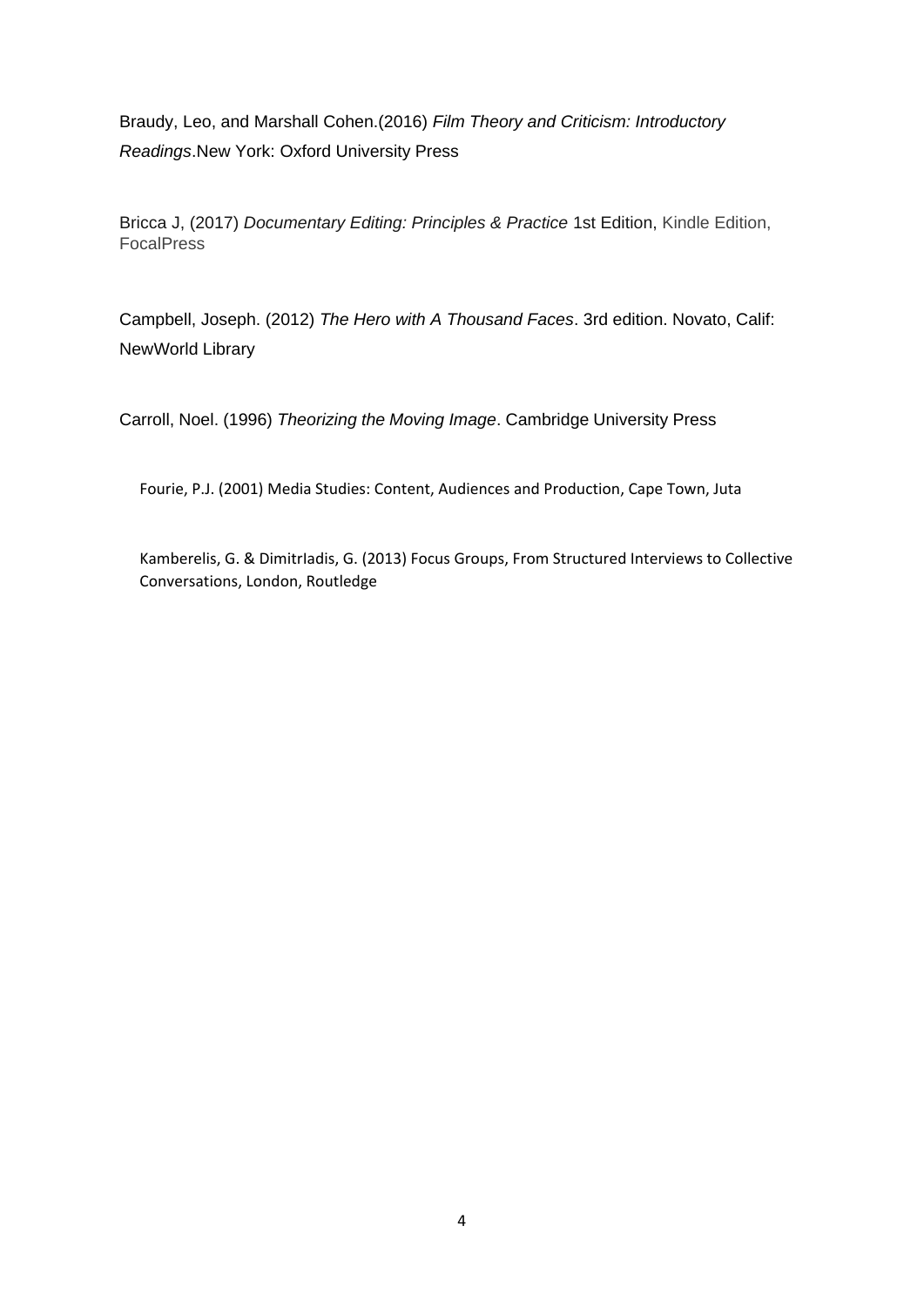Braudy, Leo, and Marshall Cohen.(2016) *Film Theory and Criticism: Introductory Readings*.New York: Oxford University Press

Bricca J, (2017) *Documentary Editing: Principles & Practice* 1st Edition, Kindle Edition, FocalPress

Campbell, Joseph. (2012) *The Hero with A Thousand Faces*. 3rd edition. Novato, Calif: NewWorld Library

Carroll, Noel. (1996) *Theorizing the Moving Image*. Cambridge University Press

Fourie, P.J. (2001) Media Studies: Content, Audiences and Production, Cape Town, Juta

Kamberelis, G. & DimitrIadis, G. (2013) Focus Groups, From Structured Interviews to Collective Conversations, London, Routledge